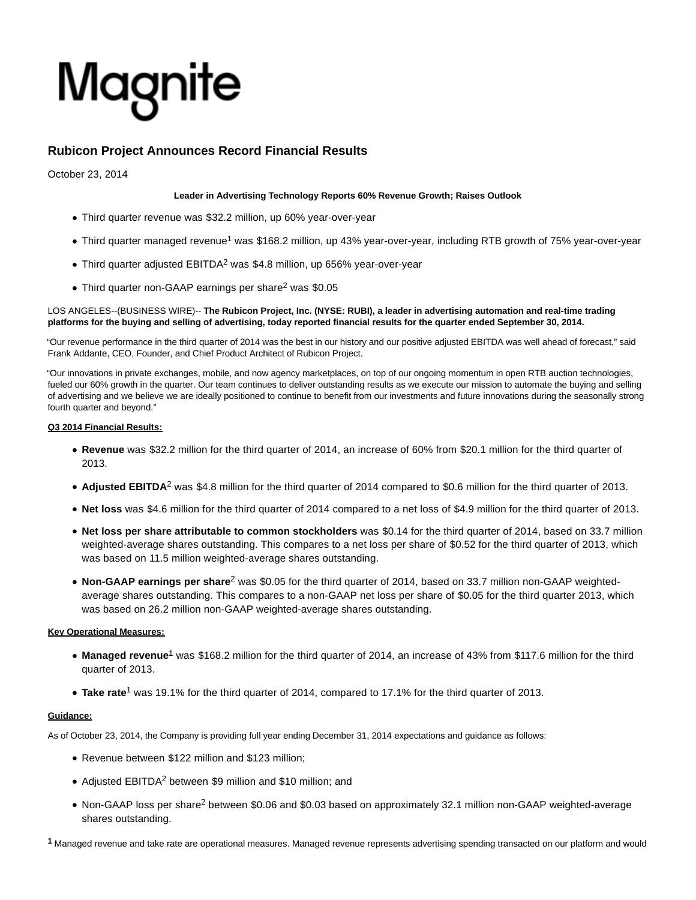Magnite

# Rubicon Project Announces Record Financial Results

October 23, 2014

**Leader in Advertising Technology Reports 60% Revenue Growth; Raises Outlook**

- Third quarter revenue was $32.2 million, up 60% year-over-year
- Third quarter managed revenue[1] was $168.2 million, up 43% year-over-year, including RTB growth of 75% year-over-year
- Third quarter adjusted EBITDA[2] was $4.8 million, up 656% year-over-year
- Third quarter non-GAAP earnings per share[2] was $0.05

LOS ANGELES--(BUSINESS WIRE)-- **The Rubicon Project, Inc. (NYSE: RUBI), a leader in advertising automation and real-time trading platforms for the buying and selling of advertising, today reported financial results for the quarter ended September 30, 2014.**

"Our revenue performance in the third quarter of 2014 was the best in our history and our positive adjusted EBITDA was well ahead of forecast," said Frank Addante, CEO, Founder, and Chief Product Architect of Rubicon Project.

"Our innovations in private exchanges, mobile, and now agency marketplaces, on top of our ongoing momentum in open RTB auction technologies, fueled our 60% growth in the quarter. Our team continues to deliver outstanding results as we execute our mission to automate the buying and selling of advertising and we believe we are ideally positioned to continue to benefit from our investments and future innovations during the seasonally strong fourth quarter and beyond."

**Q3 2014 Financial Results:**

- **Revenue** was $32.2 million for the third quarter of 2014, an increase of 60% from $20.1 million for the third quarter of 2013.
- **Adjusted EBITDA**[2] was $4.8 million for the third quarter of 2014 compared to $0.6 million for the third quarter of 2013.
- **Net loss** was $4.6 million for the third quarter of 2014 compared to a net loss of $4.9 million for the third quarter of 2013.
- **Net loss per share attributable to common stockholders** was $0.14 for the third quarter of 2014, based on 33.7 million weighted-average shares outstanding. This compares to a net loss per share of $0.52 for the third quarter of 2013, which was based on 11.5 million weighted-average shares outstanding.
- **Non-GAAP earnings per share**[2] was $0.05 for the third quarter of 2014, based on 33.7 million non-GAAP weighted-average shares outstanding. This compares to a non-GAAP net loss per share of $0.05 for the third quarter 2013, which was based on 26.2 million non-GAAP weighted-average shares outstanding.

**Key Operational Measures:**

- **Managed revenue**[1] was $168.2 million for the third quarter of 2014, an increase of 43% from $117.6 million for the third quarter of 2013.
- **Take rate**[1] was 19.1% for the third quarter of 2014, compared to 17.1% for the third quarter of 2013.

**Guidance:**

As of October 23, 2014, the Company is providing full year ending December 31, 2014 expectations and guidance as follows:

- Revenue between $122 million and $123 million;
- Adjusted EBITDA[2] between $9 million and $10 million; and
- Non-GAAP loss per share[2] between $0.06 and $0.03 based on approximately 32.1 million non-GAAP weighted-average shares outstanding.

[1] Managed revenue and take rate are operational measures. Managed revenue represents advertising spending transacted on our platform and would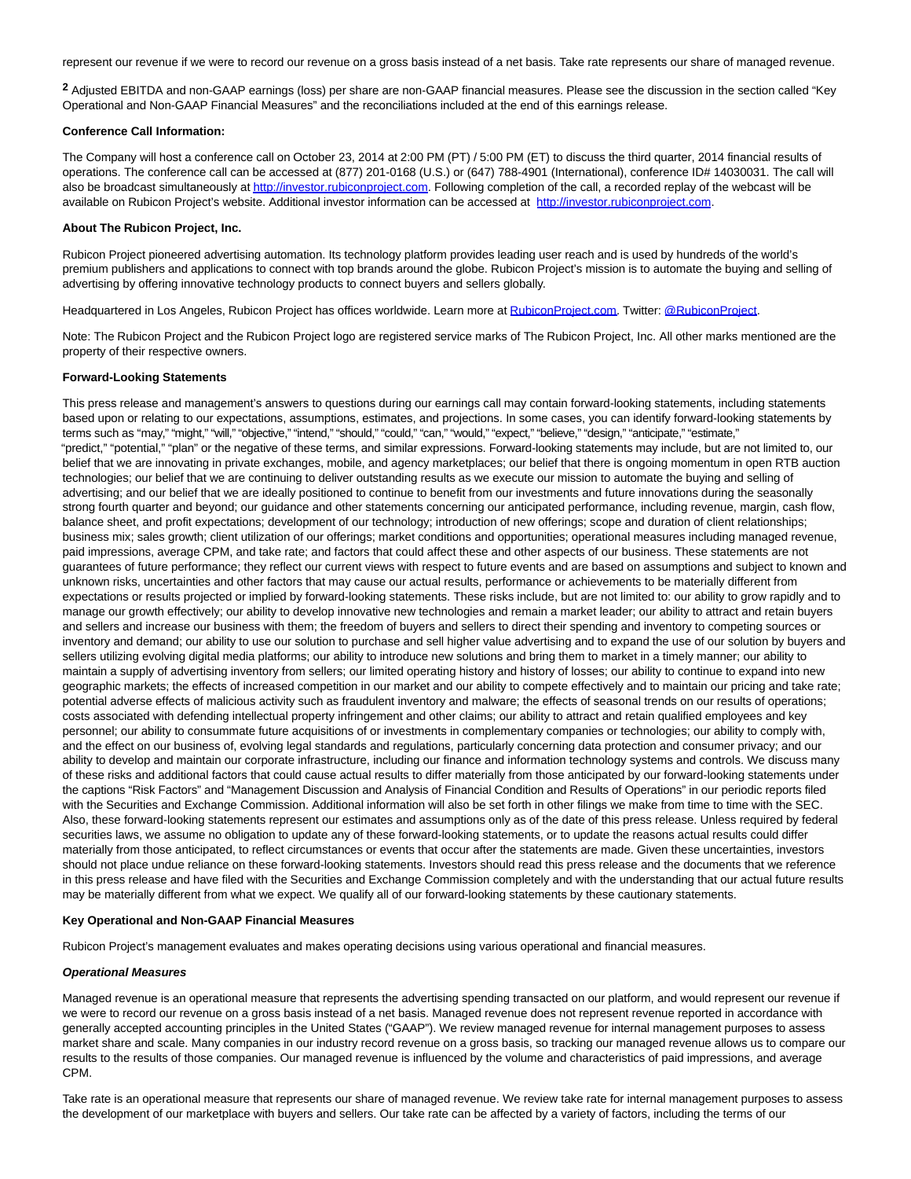represent our revenue if we were to record our revenue on a gross basis instead of a net basis. Take rate represents our share of managed revenue.

[2] Adjusted EBITDA and non-GAAP earnings (loss) per share are non-GAAP financial measures. Please see the discussion in the section called "Key Operational and Non-GAAP Financial Measures" and the reconciliations included at the end of this earnings release.

**Conference Call Information:**

The Company will host a conference call on October 23, 2014 at 2:00 PM (PT) / 5:00 PM (ET) to discuss the third quarter, 2014 financial results of operations. The conference call can be accessed at (877) 201-0168 (U.S.) or (647) 788-4901 (International), conference ID# 14030031. The call will also be broadcast simultaneously at http://investor.rubiconproject.com. Following completion of the call, a recorded replay of the webcast will be available on Rubicon Project's website. Additional investor information can be accessed at http://investor.rubiconproject.com.

**About The Rubicon Project, Inc.**

Rubicon Project pioneered advertising automation. Its technology platform provides leading user reach and is used by hundreds of the world's premium publishers and applications to connect with top brands around the globe. Rubicon Project's mission is to automate the buying and selling of advertising by offering innovative technology products to connect buyers and sellers globally.

Headquartered in Los Angeles, Rubicon Project has offices worldwide. Learn more at RubiconProject.com. Twitter: @RubiconProject.

Note: The Rubicon Project and the Rubicon Project logo are registered service marks of The Rubicon Project, Inc. All other marks mentioned are the property of their respective owners.

**Forward-Looking Statements**

This press release and management's answers to questions during our earnings call may contain forward-looking statements, including statements based upon or relating to our expectations, assumptions, estimates, and projections. In some cases, you can identify forward-looking statements by terms such as "may," "might," "will," "objective," "intend," "should," "could," "can," "would," "expect," "believe," "design," "anticipate," "estimate," "predict," "potential," "plan" or the negative of these terms, and similar expressions. Forward-looking statements may include, but are not limited to, our belief that we are innovating in private exchanges, mobile, and agency marketplaces; our belief that there is ongoing momentum in open RTB auction technologies; our belief that we are continuing to deliver outstanding results as we execute our mission to automate the buying and selling of advertising; and our belief that we are ideally positioned to continue to benefit from our investments and future innovations during the seasonally strong fourth quarter and beyond; our guidance and other statements concerning our anticipated performance, including revenue, margin, cash flow, balance sheet, and profit expectations; development of our technology; introduction of new offerings; scope and duration of client relationships; business mix; sales growth; client utilization of our offerings; market conditions and opportunities; operational measures including managed revenue, paid impressions, average CPM, and take rate; and factors that could affect these and other aspects of our business. These statements are not guarantees of future performance; they reflect our current views with respect to future events and are based on assumptions and subject to known and unknown risks, uncertainties and other factors that may cause our actual results, performance or achievements to be materially different from expectations or results projected or implied by forward-looking statements. These risks include, but are not limited to: our ability to grow rapidly and to manage our growth effectively; our ability to develop innovative new technologies and remain a market leader; our ability to attract and retain buyers and sellers and increase our business with them; the freedom of buyers and sellers to direct their spending and inventory to competing sources or inventory and demand; our ability to use our solution to purchase and sell higher value advertising and to expand the use of our solution by buyers and sellers utilizing evolving digital media platforms; our ability to introduce new solutions and bring them to market in a timely manner; our ability to maintain a supply of advertising inventory from sellers; our limited operating history and history of losses; our ability to continue to expand into new geographic markets; the effects of increased competition in our market and our ability to compete effectively and to maintain our pricing and take rate; potential adverse effects of malicious activity such as fraudulent inventory and malware; the effects of seasonal trends on our results of operations; costs associated with defending intellectual property infringement and other claims; our ability to attract and retain qualified employees and key personnel; our ability to consummate future acquisitions of or investments in complementary companies or technologies; our ability to comply with, and the effect on our business of, evolving legal standards and regulations, particularly concerning data protection and consumer privacy; and our ability to develop and maintain our corporate infrastructure, including our finance and information technology systems and controls. We discuss many of these risks and additional factors that could cause actual results to differ materially from those anticipated by our forward-looking statements under the captions "Risk Factors" and "Management Discussion and Analysis of Financial Condition and Results of Operations" in our periodic reports filed with the Securities and Exchange Commission. Additional information will also be set forth in other filings we make from time to time with the SEC. Also, these forward-looking statements represent our estimates and assumptions only as of the date of this press release. Unless required by federal securities laws, we assume no obligation to update any of these forward-looking statements, or to update the reasons actual results could differ materially from those anticipated, to reflect circumstances or events that occur after the statements are made. Given these uncertainties, investors should not place undue reliance on these forward-looking statements. Investors should read this press release and the documents that we reference in this press release and have filed with the Securities and Exchange Commission completely and with the understanding that our actual future results may be materially different from what we expect. We qualify all of our forward-looking statements by these cautionary statements.

**Key Operational and Non-GAAP Financial Measures**

Rubicon Project's management evaluates and makes operating decisions using various operational and financial measures.

***Operational Measures***

Managed revenue is an operational measure that represents the advertising spending transacted on our platform, and would represent our revenue if we were to record our revenue on a gross basis instead of a net basis. Managed revenue does not represent revenue reported in accordance with generally accepted accounting principles in the United States ("GAAP"). We review managed revenue for internal management purposes to assess market share and scale. Many companies in our industry record revenue on a gross basis, so tracking our managed revenue allows us to compare our results to the results of those companies. Our managed revenue is influenced by the volume and characteristics of paid impressions, and average CPM.

Take rate is an operational measure that represents our share of managed revenue. We review take rate for internal management purposes to assess the development of our marketplace with buyers and sellers. Our take rate can be affected by a variety of factors, including the terms of our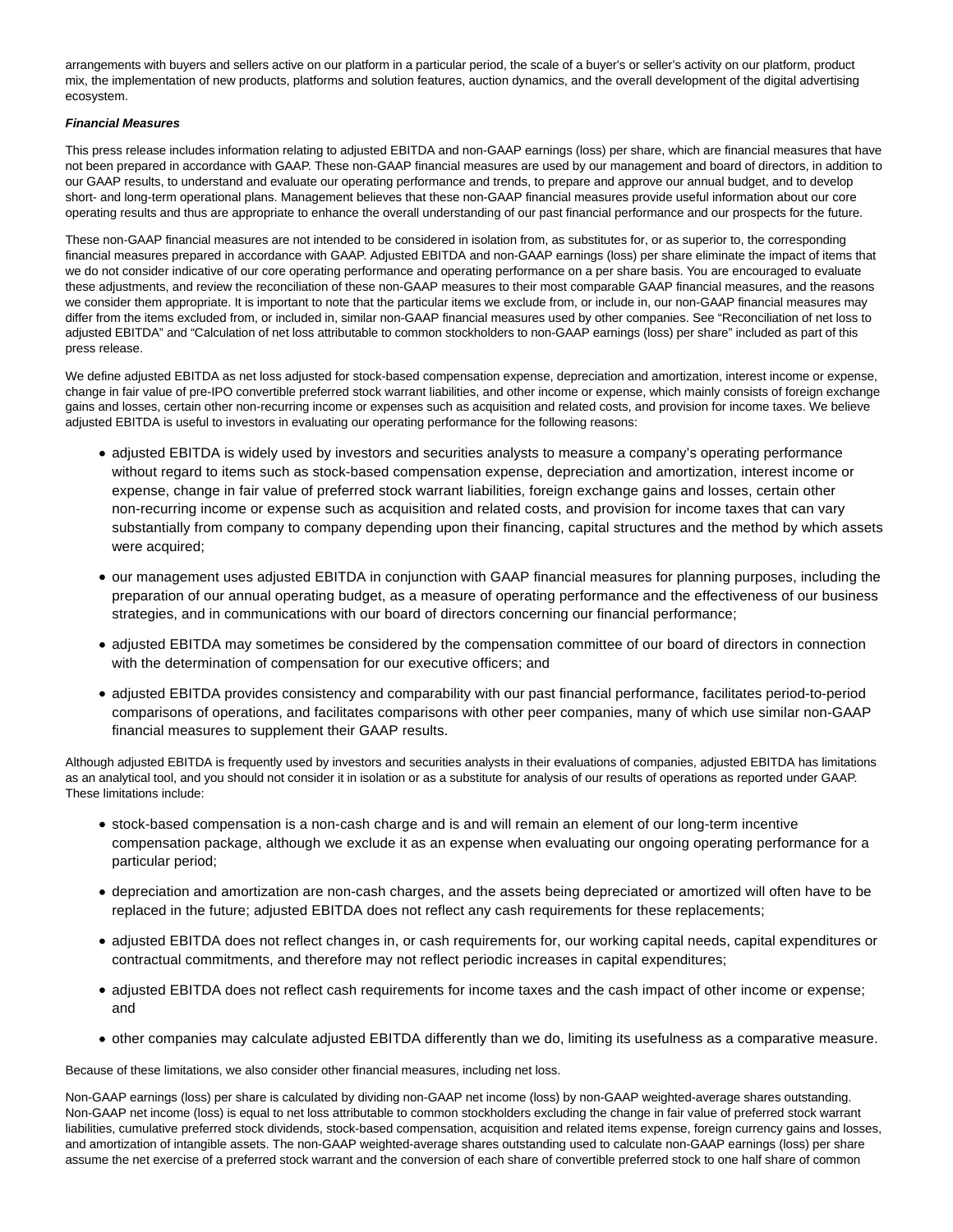arrangements with buyers and sellers active on our platform in a particular period, the scale of a buyer's or seller's activity on our platform, product mix, the implementation of new products, platforms and solution features, auction dynamics, and the overall development of the digital advertising ecosystem.

***Financial Measures***

This press release includes information relating to adjusted EBITDA and non-GAAP earnings (loss) per share, which are financial measures that have not been prepared in accordance with GAAP. These non-GAAP financial measures are used by our management and board of directors, in addition to our GAAP results, to understand and evaluate our operating performance and trends, to prepare and approve our annual budget, and to develop short- and long-term operational plans. Management believes that these non-GAAP financial measures provide useful information about our core operating results and thus are appropriate to enhance the overall understanding of our past financial performance and our prospects for the future.

These non-GAAP financial measures are not intended to be considered in isolation from, as substitutes for, or as superior to, the corresponding financial measures prepared in accordance with GAAP. Adjusted EBITDA and non-GAAP earnings (loss) per share eliminate the impact of items that we do not consider indicative of our core operating performance and operating performance on a per share basis. You are encouraged to evaluate these adjustments, and review the reconciliation of these non-GAAP measures to their most comparable GAAP financial measures, and the reasons we consider them appropriate. It is important to note that the particular items we exclude from, or include in, our non-GAAP financial measures may differ from the items excluded from, or included in, similar non-GAAP financial measures used by other companies. See "Reconciliation of net loss to adjusted EBITDA" and "Calculation of net loss attributable to common stockholders to non-GAAP earnings (loss) per share" included as part of this press release.

We define adjusted EBITDA as net loss adjusted for stock-based compensation expense, depreciation and amortization, interest income or expense, change in fair value of pre-IPO convertible preferred stock warrant liabilities, and other income or expense, which mainly consists of foreign exchange gains and losses, certain other non-recurring income or expenses such as acquisition and related costs, and provision for income taxes. We believe adjusted EBITDA is useful to investors in evaluating our operating performance for the following reasons:

- adjusted EBITDA is widely used by investors and securities analysts to measure a company's operating performance without regard to items such as stock-based compensation expense, depreciation and amortization, interest income or expense, change in fair value of preferred stock warrant liabilities, foreign exchange gains and losses, certain other non-recurring income or expense such as acquisition and related costs, and provision for income taxes that can vary substantially from company to company depending upon their financing, capital structures and the method by which assets were acquired;
- our management uses adjusted EBITDA in conjunction with GAAP financial measures for planning purposes, including the preparation of our annual operating budget, as a measure of operating performance and the effectiveness of our business strategies, and in communications with our board of directors concerning our financial performance;
- adjusted EBITDA may sometimes be considered by the compensation committee of our board of directors in connection with the determination of compensation for our executive officers; and
- adjusted EBITDA provides consistency and comparability with our past financial performance, facilitates period-to-period comparisons of operations, and facilitates comparisons with other peer companies, many of which use similar non-GAAP financial measures to supplement their GAAP results.

Although adjusted EBITDA is frequently used by investors and securities analysts in their evaluations of companies, adjusted EBITDA has limitations as an analytical tool, and you should not consider it in isolation or as a substitute for analysis of our results of operations as reported under GAAP. These limitations include:

- stock-based compensation is a non-cash charge and is and will remain an element of our long-term incentive compensation package, although we exclude it as an expense when evaluating our ongoing operating performance for a particular period;
- depreciation and amortization are non-cash charges, and the assets being depreciated or amortized will often have to be replaced in the future; adjusted EBITDA does not reflect any cash requirements for these replacements;
- adjusted EBITDA does not reflect changes in, or cash requirements for, our working capital needs, capital expenditures or contractual commitments, and therefore may not reflect periodic increases in capital expenditures;
- adjusted EBITDA does not reflect cash requirements for income taxes and the cash impact of other income or expense; and
- other companies may calculate adjusted EBITDA differently than we do, limiting its usefulness as a comparative measure.

Because of these limitations, we also consider other financial measures, including net loss.

Non-GAAP earnings (loss) per share is calculated by dividing non-GAAP net income (loss) by non-GAAP weighted-average shares outstanding. Non-GAAP net income (loss) is equal to net loss attributable to common stockholders excluding the change in fair value of preferred stock warrant liabilities, cumulative preferred stock dividends, stock-based compensation, acquisition and related items expense, foreign currency gains and losses, and amortization of intangible assets. The non-GAAP weighted-average shares outstanding used to calculate non-GAAP earnings (loss) per share assume the net exercise of a preferred stock warrant and the conversion of each share of convertible preferred stock to one half share of common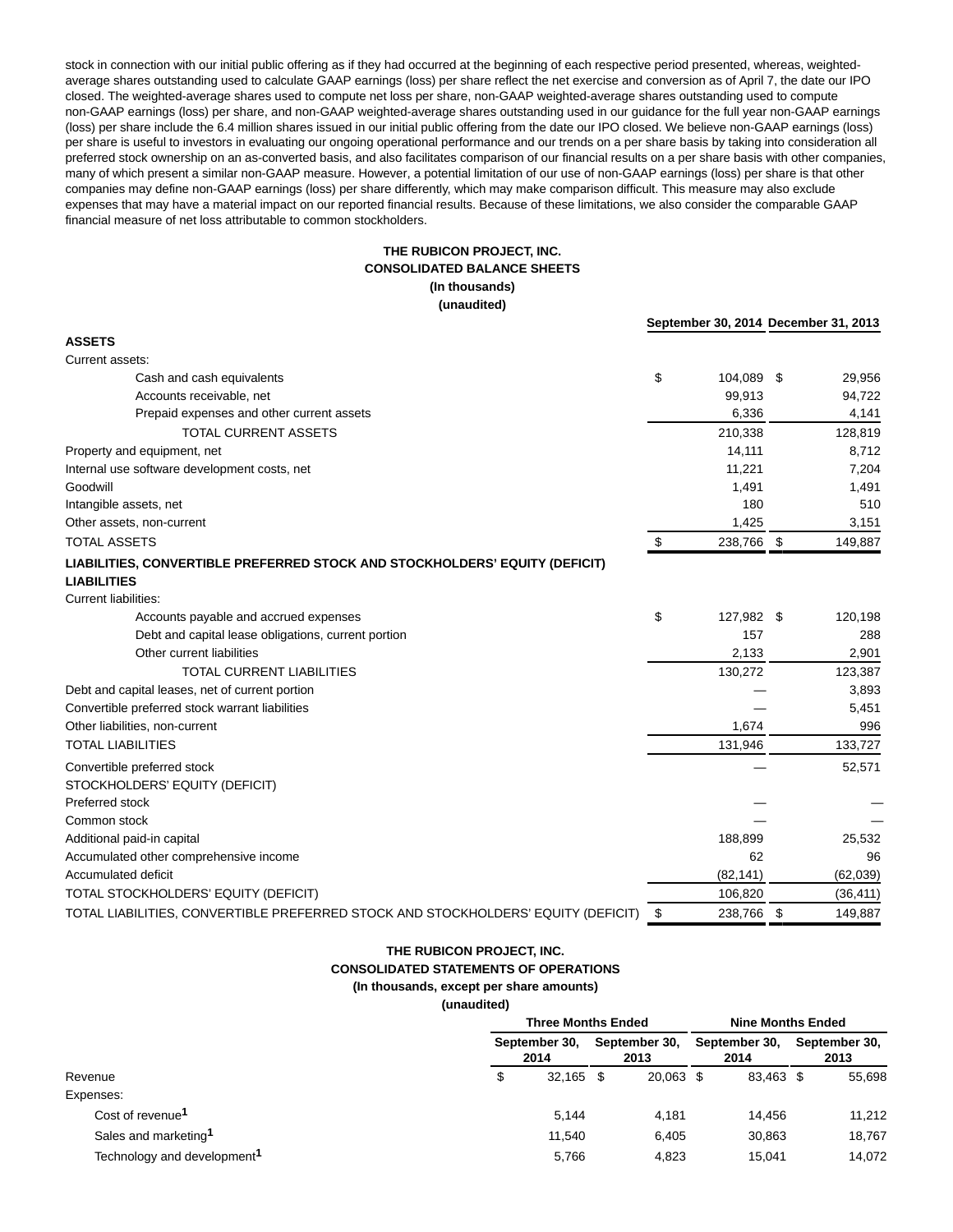stock in connection with our initial public offering as if they had occurred at the beginning of each respective period presented, whereas, weighted-average shares outstanding used to calculate GAAP earnings (loss) per share reflect the net exercise and conversion as of April 7, the date our IPO closed. The weighted-average shares used to compute net loss per share, non-GAAP weighted-average shares outstanding used to compute non-GAAP earnings (loss) per share, and non-GAAP weighted-average shares outstanding used in our guidance for the full year non-GAAP earnings (loss) per share include the 6.4 million shares issued in our initial public offering from the date our IPO closed. We believe non-GAAP earnings (loss) per share is useful to investors in evaluating our ongoing operational performance and our trends on a per share basis by taking into consideration all preferred stock ownership on an as-converted basis, and also facilitates comparison of our financial results on a per share basis with other companies, many of which present a similar non-GAAP measure. However, a potential limitation of our use of non-GAAP earnings (loss) per share is that other companies may define non-GAAP earnings (loss) per share differently, which may make comparison difficult. This measure may also exclude expenses that may have a material impact on our reported financial results. Because of these limitations, we also consider the comparable GAAP financial measure of net loss attributable to common stockholders.

**THE RUBICON PROJECT, INC.**
**CONSOLIDATED BALANCE SHEETS**
**(In thousands)**
**(unaudited)**

| | September 30, 2014 | December 31, 2013 |
|---|---|---|
| **ASSETS** | | |
| Current assets: | | |
| Cash and cash equivalents | $ 104,089 | $ 29,956 |
| Accounts receivable, net | 99,913 | 94,722 |
| Prepaid expenses and other current assets | 6,336 | 4,141 |
| TOTAL CURRENT ASSETS | 210,338 | 128,819 |
| Property and equipment, net | 14,111 | 8,712 |
| Internal use software development costs, net | 11,221 | 7,204 |
| Goodwill | 1,491 | 1,491 |
| Intangible assets, net | 180 | 510 |
| Other assets, non-current | 1,425 | 3,151 |
| TOTAL ASSETS | $ 238,766 | $ 149,887 |
| **LIABILITIES, CONVERTIBLE PREFERRED STOCK AND STOCKHOLDERS' EQUITY (DEFICIT)** | | |
| **LIABILITIES** | | |
| Current liabilities: | | |
| Accounts payable and accrued expenses | $ 127,982 | $ 120,198 |
| Debt and capital lease obligations, current portion | 157 | 288 |
| Other current liabilities | 2,133 | 2,901 |
| TOTAL CURRENT LIABILITIES | 130,272 | 123,387 |
| Debt and capital leases, net of current portion | — | 3,893 |
| Convertible preferred stock warrant liabilities | — | 5,451 |
| Other liabilities, non-current | 1,674 | 996 |
| TOTAL LIABILITIES | 131,946 | 133,727 |
| Convertible preferred stock | — | 52,571 |
| STOCKHOLDERS' EQUITY (DEFICIT) | | |
| Preferred stock | — | — |
| Common stock | — | — |
| Additional paid-in capital | 188,899 | 25,532 |
| Accumulated other comprehensive income | 62 | 96 |
| Accumulated deficit | (82,141) | (62,039) |
| TOTAL STOCKHOLDERS' EQUITY (DEFICIT) | 106,820 | (36,411) |
| TOTAL LIABILITIES, CONVERTIBLE PREFERRED STOCK AND STOCKHOLDERS' EQUITY (DEFICIT) | $ 238,766 | $ 149,887 |

**THE RUBICON PROJECT, INC.**
**CONSOLIDATED STATEMENTS OF OPERATIONS**
**(In thousands, except per share amounts)**
**(unaudited)**

| | Three Months Ended | | Nine Months Ended | |
|---|---|---|---|---|
| | September 30, 2014 | September 30, 2013 | September 30, 2014 | September 30, 2013 |
| Revenue | $ 32,165 | $ 20,063 | $ 83,463 | $ 55,698 |
| Expenses: | | | | |
| Cost of revenue[1] | 5,144 | 4,181 | 14,456 | 11,212 |
| Sales and marketing[1] | 11,540 | 6,405 | 30,863 | 18,767 |
| Technology and development[1] | 5,766 | 4,823 | 15,041 | 14,072 |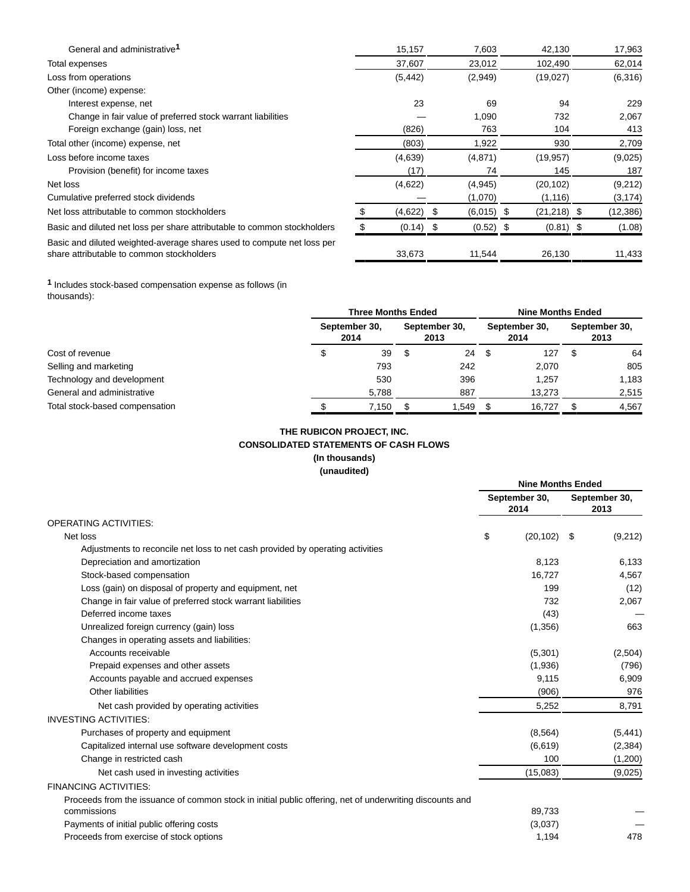| | Three Months Ended September 30, 2014 | Three Months Ended September 30, 2013 | Nine Months Ended September 30, 2014 | Nine Months Ended September 30, 2013 |
|---|---|---|---|---|
| General and administrative[1] | 15,157 | 7,603 | 42,130 | 17,963 |
| Total expenses | 37,607 | 23,012 | 102,490 | 62,014 |
| Loss from operations | (5,442) | (2,949) | (19,027) | (6,316) |
| Other (income) expense: | | | | |
| Interest expense, net | 23 | 69 | 94 | 229 |
| Change in fair value of preferred stock warrant liabilities | — | 1,090 | 732 | 2,067 |
| Foreign exchange (gain) loss, net | (826) | 763 | 104 | 413 |
| Total other (income) expense, net | (803) | 1,922 | 930 | 2,709 |
| Loss before income taxes | (4,639) | (4,871) | (19,957) | (9,025) |
| Provision (benefit) for income taxes | (17) | 74 | 145 | 187 |
| Net loss | (4,622) | (4,945) | (20,102) | (9,212) |
| Cumulative preferred stock dividends | — | (1,070) | (1,116) | (3,174) |
| Net loss attributable to common stockholders | $ (4,622) | $ (6,015) | $ (21,218) | $ (12,386) |
| Basic and diluted net loss per share attributable to common stockholders | $ (0.14) | $ (0.52) | $ (0.81) | $ (1.08) |
| Basic and diluted weighted-average shares used to compute net loss per share attributable to common stockholders | 33,673 | 11,544 | 26,130 | 11,433 |

[1] Includes stock-based compensation expense as follows (in thousands):

| | Three Months Ended | | Nine Months Ended | |
|---|---|---|---|---|
| | September 30, 2014 | September 30, 2013 | September 30, 2014 | September 30, 2013 |
| Cost of revenue | $ 39 | $ 24 | $ 127 | $ 64 |
| Selling and marketing | 793 | 242 | 2,070 | 805 |
| Technology and development | 530 | 396 | 1,257 | 1,183 |
| General and administrative | 5,788 | 887 | 13,273 | 2,515 |
| Total stock-based compensation | $ 7,150 | $ 1,549 | $ 16,727 | $ 4,567 |

**THE RUBICON PROJECT, INC.**
**CONSOLIDATED STATEMENTS OF CASH FLOWS**
**(In thousands)**
**(unaudited)**

| | Nine Months Ended | |
|---|---|---|
| | September 30, 2014 | September 30, 2013 |
| OPERATING ACTIVITIES: | | |
| Net loss | $ (20,102) | $ (9,212) |
| Adjustments to reconcile net loss to net cash provided by operating activities | | |
| Depreciation and amortization | 8,123 | 6,133 |
| Stock-based compensation | 16,727 | 4,567 |
| Loss (gain) on disposal of property and equipment, net | 199 | (12) |
| Change in fair value of preferred stock warrant liabilities | 732 | 2,067 |
| Deferred income taxes | (43) | — |
| Unrealized foreign currency (gain) loss | (1,356) | 663 |
| Changes in operating assets and liabilities: | | |
| Accounts receivable | (5,301) | (2,504) |
| Prepaid expenses and other assets | (1,936) | (796) |
| Accounts payable and accrued expenses | 9,115 | 6,909 |
| Other liabilities | (906) | 976 |
| Net cash provided by operating activities | 5,252 | 8,791 |
| INVESTING ACTIVITIES: | | |
| Purchases of property and equipment | (8,564) | (5,441) |
| Capitalized internal use software development costs | (6,619) | (2,384) |
| Change in restricted cash | 100 | (1,200) |
| Net cash used in investing activities | (15,083) | (9,025) |
| FINANCING ACTIVITIES: | | |
| Proceeds from the issuance of common stock in initial public offering, net of underwriting discounts and commissions | 89,733 | — |
| Payments of initial public offering costs | (3,037) | — |
| Proceeds from exercise of stock options | 1,194 | 478 |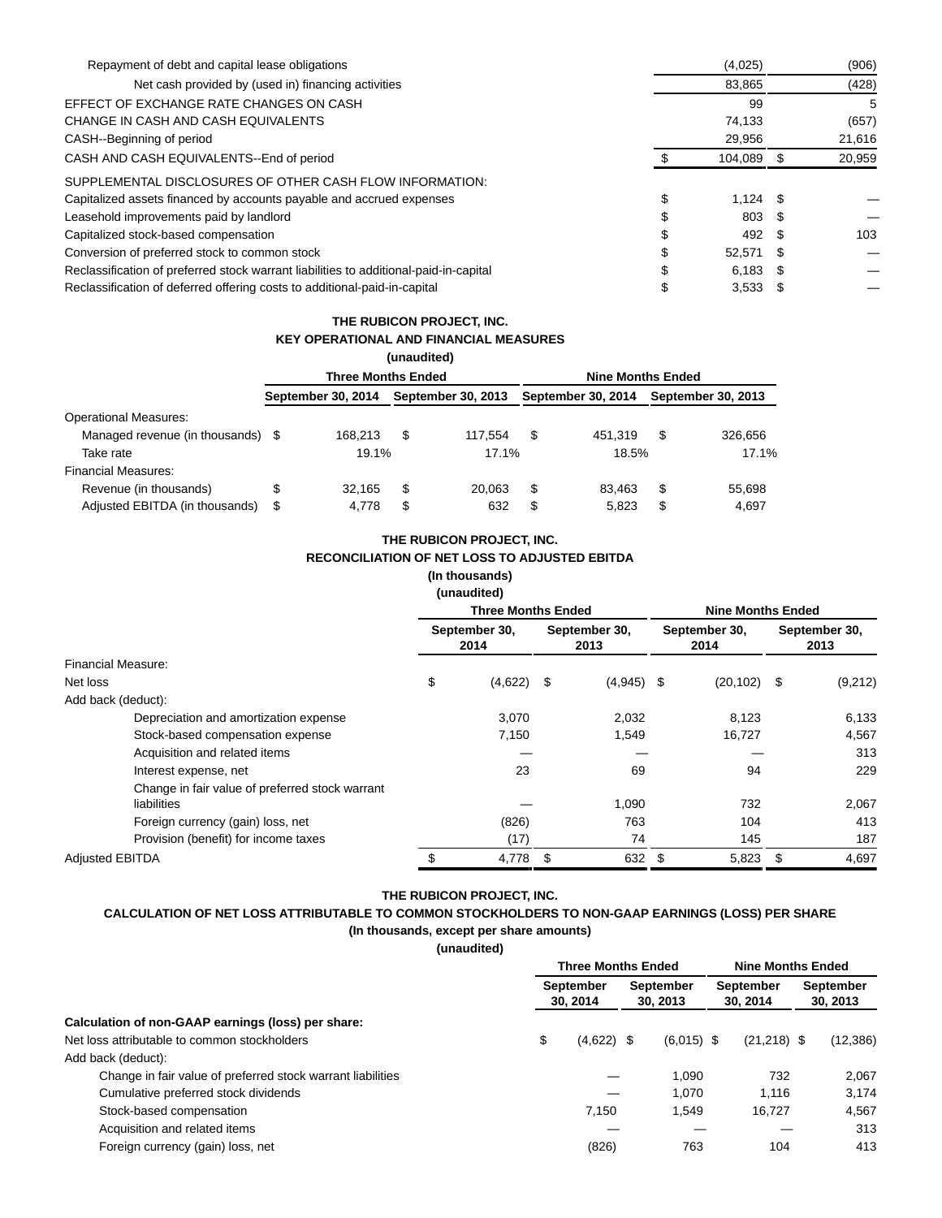| | | |
|---|---|---|
| Repayment of debt and capital lease obligations | (4,025) | (906) |
| Net cash provided by (used in) financing activities | 83,865 | (428) |
| EFFECT OF EXCHANGE RATE CHANGES ON CASH | 99 | 5 |
| CHANGE IN CASH AND CASH EQUIVALENTS | 74,133 | (657) |
| CASH--Beginning of period | 29,956 | 21,616 |
| CASH AND CASH EQUIVALENTS--End of period | $ 104,089 | $ 20,959 |
| SUPPLEMENTAL DISCLOSURES OF OTHER CASH FLOW INFORMATION: | | |
| Capitalized assets financed by accounts payable and accrued expenses | $ 1,124 | $ — |
| Leasehold improvements paid by landlord | $ 803 | $ — |
| Capitalized stock-based compensation | $ 492 | $ 103 |
| Conversion of preferred stock to common stock | $ 52,571 | $ — |
| Reclassification of preferred stock warrant liabilities to additional-paid-in-capital | $ 6,183 | $ — |
| Reclassification of deferred offering costs to additional-paid-in-capital | $ 3,533 | $ — |

**THE RUBICON PROJECT, INC.**
**KEY OPERATIONAL AND FINANCIAL MEASURES**
**(unaudited)**

| | Three Months Ended | | Nine Months Ended | |
|---|---|---|---|---|
| | September 30, 2014 | September 30, 2013 | September 30, 2014 | September 30, 2013 |
| Operational Measures: | | | | |
| Managed revenue (in thousands) | $ 168,213 | $ 117,554 | $ 451,319 | $ 326,656 |
| Take rate | 19.1% | 17.1% | 18.5% | 17.1% |
| Financial Measures: | | | | |
| Revenue (in thousands) | $ 32,165 | $ 20,063 | $ 83,463 | $ 55,698 |
| Adjusted EBITDA (in thousands) | $ 4,778 | $ 632 | $ 5,823 | $ 4,697 |

**THE RUBICON PROJECT, INC.**
**RECONCILIATION OF NET LOSS TO ADJUSTED EBITDA**
**(In thousands)**
**(unaudited)**

| | Three Months Ended | | Nine Months Ended | |
|---|---|---|---|---|
| | September 30, 2014 | September 30, 2013 | September 30, 2014 | September 30, 2013 |
| Financial Measure: | | | | |
| Net loss | $ (4,622) | $ (4,945) | $ (20,102) | $ (9,212) |
| Add back (deduct): | | | | |
| Depreciation and amortization expense | 3,070 | 2,032 | 8,123 | 6,133 |
| Stock-based compensation expense | 7,150 | 1,549 | 16,727 | 4,567 |
| Acquisition and related items | — | — | — | 313 |
| Interest expense, net | 23 | 69 | 94 | 229 |
| Change in fair value of preferred stock warrant liabilities | — | 1,090 | 732 | 2,067 |
| Foreign currency (gain) loss, net | (826) | 763 | 104 | 413 |
| Provision (benefit) for income taxes | (17) | 74 | 145 | 187 |
| Adjusted EBITDA | $ 4,778 | $ 632 | $ 5,823 | $ 4,697 |

**THE RUBICON PROJECT, INC.**
**CALCULATION OF NET LOSS ATTRIBUTABLE TO COMMON STOCKHOLDERS TO NON-GAAP EARNINGS (LOSS) PER SHARE**
**(In thousands, except per share amounts)**
**(unaudited)**

| | Three Months Ended | | Nine Months Ended | |
|---|---|---|---|---|
| | September 30, 2014 | September 30, 2013 | September 30, 2014 | September 30, 2013 |
| **Calculation of non-GAAP earnings (loss) per share:** | | | | |
| Net loss attributable to common stockholders | $ (4,622) | $ (6,015) | $ (21,218) | $ (12,386) |
| Add back (deduct): | | | | |
| Change in fair value of preferred stock warrant liabilities | — | 1,090 | 732 | 2,067 |
| Cumulative preferred stock dividends | — | 1,070 | 1,116 | 3,174 |
| Stock-based compensation | 7,150 | 1,549 | 16,727 | 4,567 |
| Acquisition and related items | — | — | — | 313 |
| Foreign currency (gain) loss, net | (826) | 763 | 104 | 413 |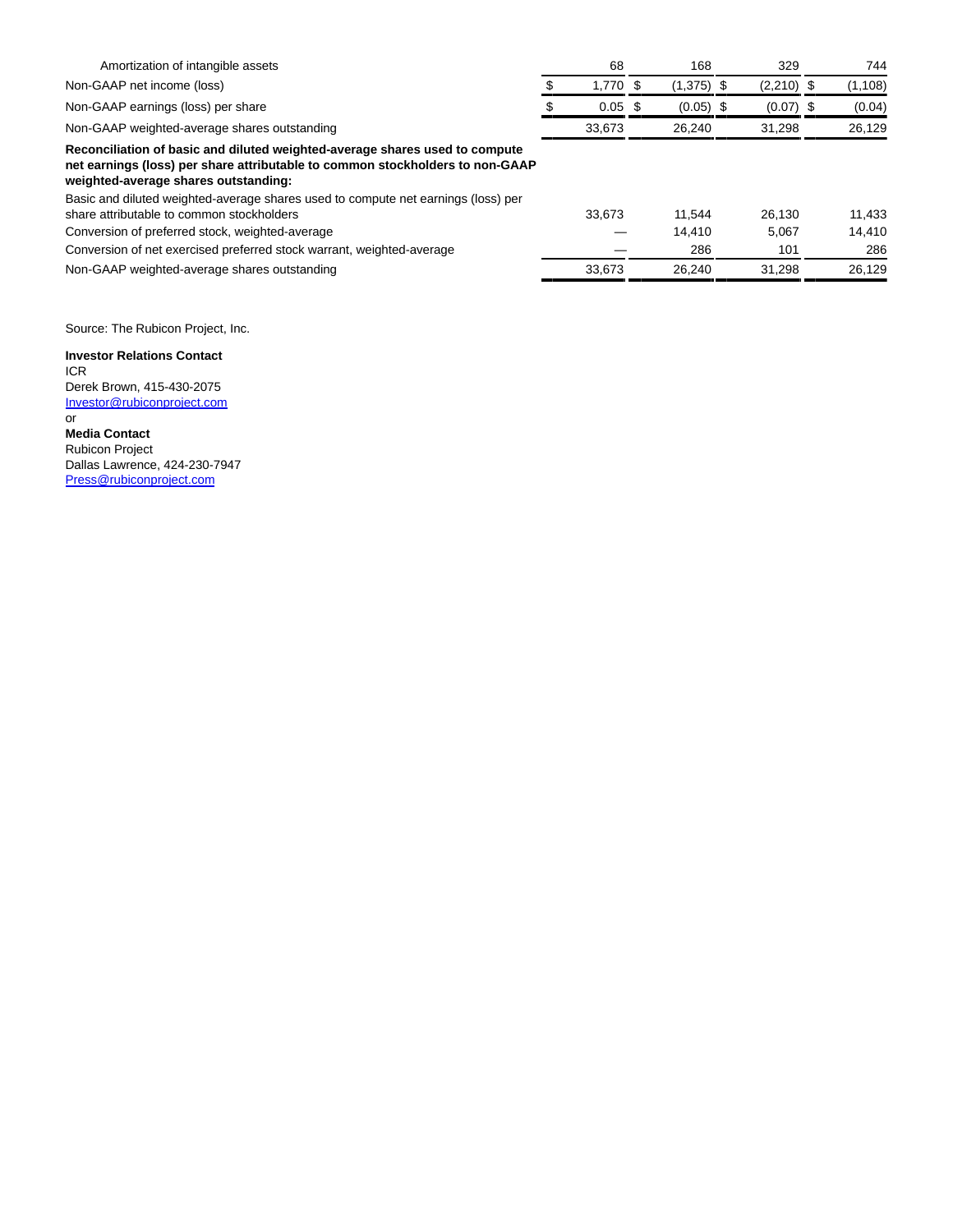| | | | | |
|---|---|---|---|---|
| Amortization of intangible assets | 68 | 168 | 329 | 744 |
| Non-GAAP net income (loss) | $ 1,770 | $ (1,375) | $ (2,210) | $ (1,108) |
| Non-GAAP earnings (loss) per share | $ 0.05 | $ (0.05) | $ (0.07) | $ (0.04) |
| Non-GAAP weighted-average shares outstanding | 33,673 | 26,240 | 31,298 | 26,129 |
| **Reconciliation of basic and diluted weighted-average shares used to compute net earnings (loss) per share attributable to common stockholders to non-GAAP weighted-average shares outstanding:** | | | | |
| Basic and diluted weighted-average shares used to compute net earnings (loss) per share attributable to common stockholders | 33,673 | 11,544 | 26,130 | 11,433 |
| Conversion of preferred stock, weighted-average | — | 14,410 | 5,067 | 14,410 |
| Conversion of net exercised preferred stock warrant, weighted-average | — | 286 | 101 | 286 |
| Non-GAAP weighted-average shares outstanding | 33,673 | 26,240 | 31,298 | 26,129 |

Source: The Rubicon Project, Inc.

**Investor Relations Contact**
ICR
Derek Brown, 415-430-2075
Investor@rubiconproject.com
or
**Media Contact**
Rubicon Project
Dallas Lawrence, 424-230-7947
Press@rubiconproject.com